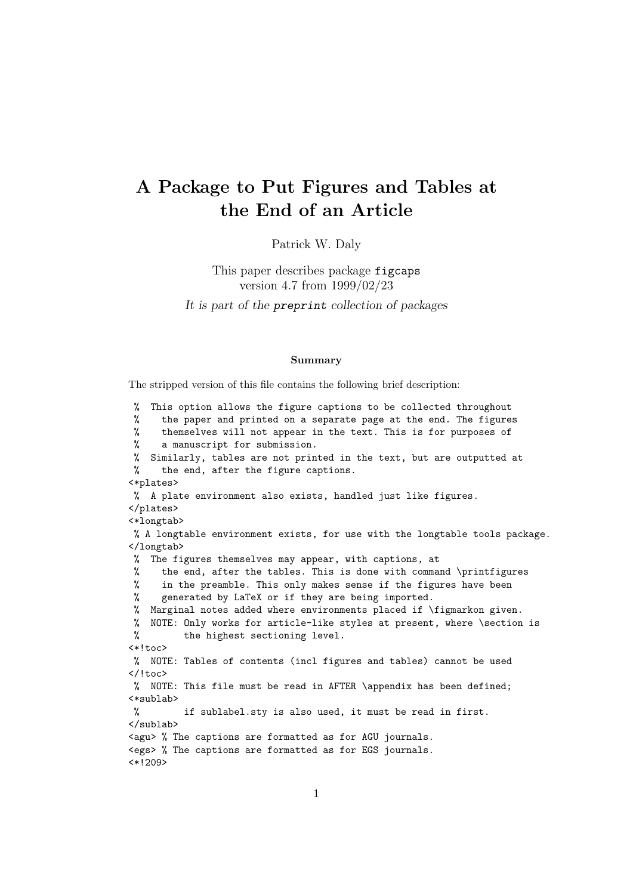# A Package to Put Figures and Tables at the End of an Article

Patrick W. Daly

This paper describes package `figcaps`
version 4.7 from 1999/02/23

*It is part of the* `preprint` *collection of packages*

#### Summary

The stripped version of this file contains the following brief description:

```
 %  This option allows the figure captions to be collected throughout
 %    the paper and printed on a separate page at the end. The figures
 %    themselves will not appear in the text. This is for purposes of
 %    a manuscript for submission.
 %  Similarly, tables are not printed in the text, but are outputted at
 %    the end, after the figure captions.
<*plates>
 %  A plate environment also exists, handled just like figures.
</plates>
<*longtab>
 % A longtable environment exists, for use with the longtable tools package.
</longtab>
 %  The figures themselves may appear, with captions, at
 %    the end, after the tables. This is done with command \printfigures
 %    in the preamble. This only makes sense if the figures have been
 %    generated by LaTeX or if they are being imported.
 %  Marginal notes added where environments placed if \figmarkon given.
 %  NOTE: Only works for article-like styles at present, where \section is
 %        the highest sectioning level.
<*!toc>
 %  NOTE: Tables of contents (incl figures and tables) cannot be used
</!toc>
 %  NOTE: This file must be read in AFTER \appendix has been defined;
<*sublab>
 %        if sublabel.sty is also used, it must be read in first.
</sublab>
<agu> % The captions are formatted as for AGU journals.
<egs> % The captions are formatted as for EGS journals.
<*!209>
```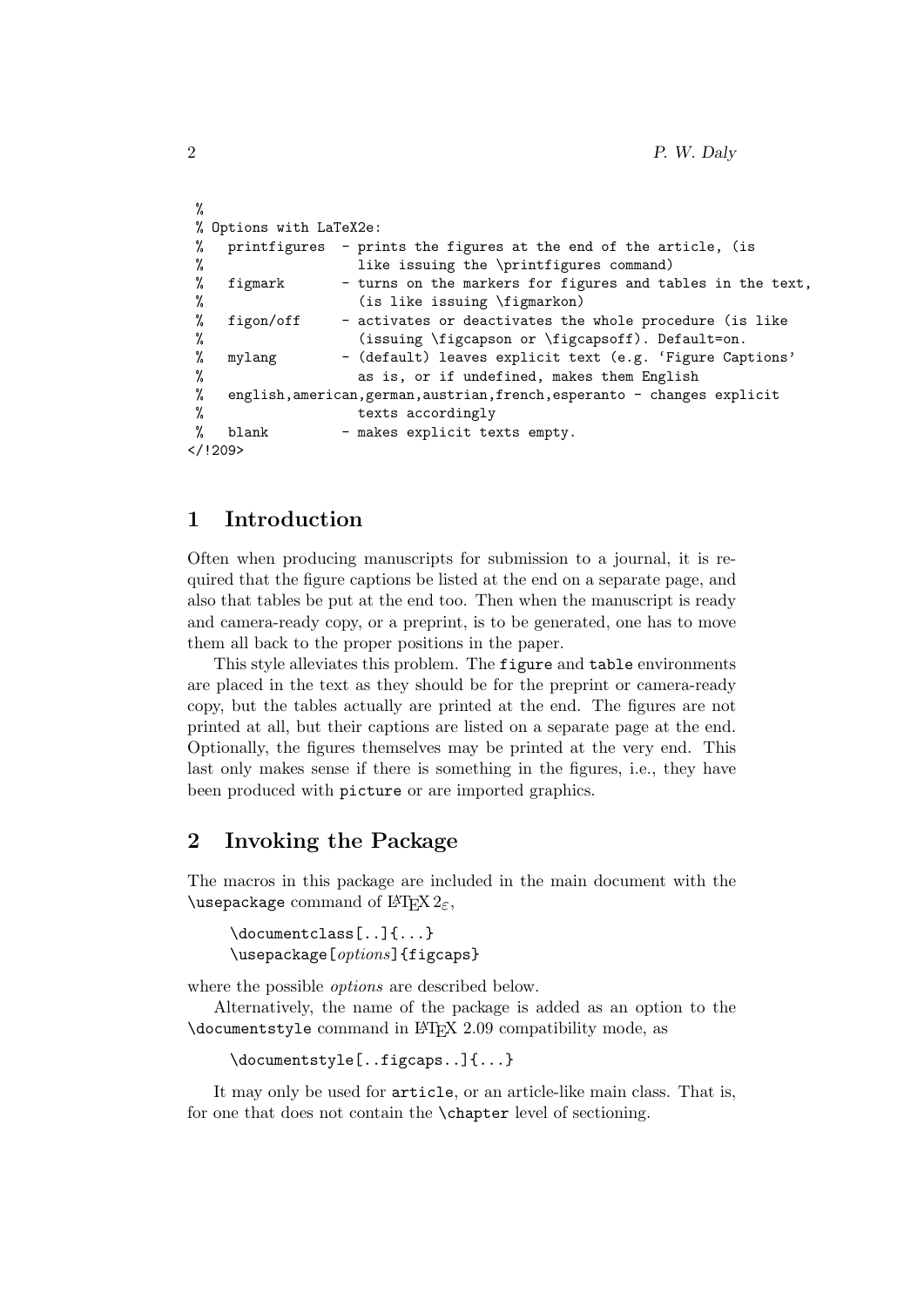```
 %
 % Options with LaTeX2e:
 %   printfigures  - prints the figures at the end of the article, (is
 %                   like issuing the \printfigures command)
 %   figmark       - turns on the markers for figures and tables in the text,
 %                   (is like issuing \figmarkon)
 %   figon/off     - activates or deactivates the whole procedure (is like
 %                   (issuing \figcapson or \figcapsoff). Default=on.
 %   mylang        - (default) leaves explicit text (e.g. 'Figure Captions'
 %                   as is, or if undefined, makes them English
 %   english,american,german,austrian,french,esperanto - changes explicit
 %                   texts accordingly
 %   blank         - makes explicit texts empty.
</!209>
```

## 1 Introduction

Often when producing manuscripts for submission to a journal, it is required that the figure captions be listed at the end on a separate page, and also that tables be put at the end too. Then when the manuscript is ready and camera-ready copy, or a preprint, is to be generated, one has to move them all back to the proper positions in the paper.

This style alleviates this problem. The `figure` and `table` environments are placed in the text as they should be for the preprint or camera-ready copy, but the tables actually are printed at the end. The figures are not printed at all, but their captions are listed on a separate page at the end. Optionally, the figures themselves may be printed at the very end. This last only makes sense if there is something in the figures, i.e., they have been produced with `picture` or are imported graphics.

## 2 Invoking the Package

The macros in this package are included in the main document with the `\usepackage` command of LaTeX $2_\varepsilon$,

```
\documentclass[..]{...}
\usepackage[options]{figcaps}
```

where the possible *options* are described below.

Alternatively, the name of the package is added as an option to the `\documentstyle` command in LaTeX 2.09 compatibility mode, as

```
\documentstyle[..figcaps..]{...}
```

It may only be used for `article`, or an article-like main class. That is, for one that does not contain the `\chapter` level of sectioning.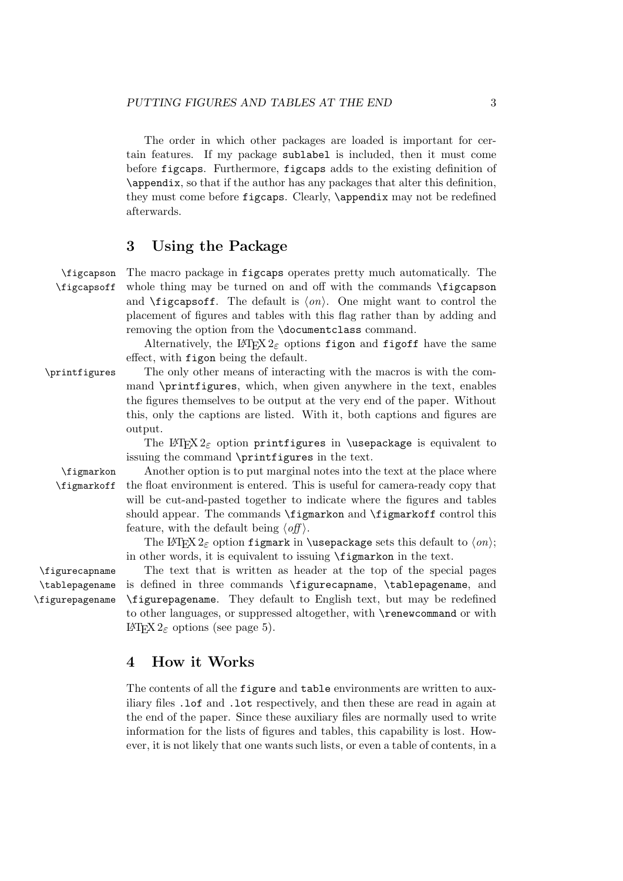The order in which other packages are loaded is important for certain features. If my package `sublabel` is included, then it must come before `figcaps`. Furthermore, `figcaps` adds to the existing definition of `\appendix`, so that if the author has any packages that alter this definition, they must come before `figcaps`. Clearly, `\appendix` may not be redefined afterwards.

## 3 Using the Package

`\figcapson` `\figcapsoff`

The macro package in `figcaps` operates pretty much automatically. The whole thing may be turned on and off with the commands `\figcapson` and `\figcapsoff`. The default is ⟨*on*⟩. One might want to control the placement of figures and tables with this flag rather than by adding and removing the option from the `\documentclass` command.

Alternatively, the LaTeX $2_\varepsilon$ options `figon` and `figoff` have the same effect, with `figon` being the default.

`\printfigures`

The only other means of interacting with the macros is with the command `\printfigures`, which, when given anywhere in the text, enables the figures themselves to be output at the very end of the paper. Without this, only the captions are listed. With it, both captions and figures are output.

The LaTeX $2_\varepsilon$ option `printfigures` in `\usepackage` is equivalent to issuing the command `\printfigures` in the text.

`\figmarkon` `\figmarkoff`

Another option is to put marginal notes into the text at the place where the float environment is entered. This is useful for camera-ready copy that will be cut-and-pasted together to indicate where the figures and tables should appear. The commands `\figmarkon` and `\figmarkoff` control this feature, with the default being ⟨*off*⟩.

The LaTeX $2_\varepsilon$ option `figmark` in `\usepackage` sets this default to ⟨*on*⟩; in other words, it is equivalent to issuing `\figmarkon` in the text.

`\figurecapname` `\tablepagename` `\figurepagename`

The text that is written as header at the top of the special pages is defined in three commands `\figurecapname`, `\tablepagename`, and `\figurepagename`. They default to English text, but may be redefined to other languages, or suppressed altogether, with `\renewcommand` or with LaTeX $2_\varepsilon$ options (see page 5).

## 4 How it Works

The contents of all the `figure` and `table` environments are written to auxiliary files `.lof` and `.lot` respectively, and then these are read in again at the end of the paper. Since these auxiliary files are normally used to write information for the lists of figures and tables, this capability is lost. However, it is not likely that one wants such lists, or even a table of contents, in a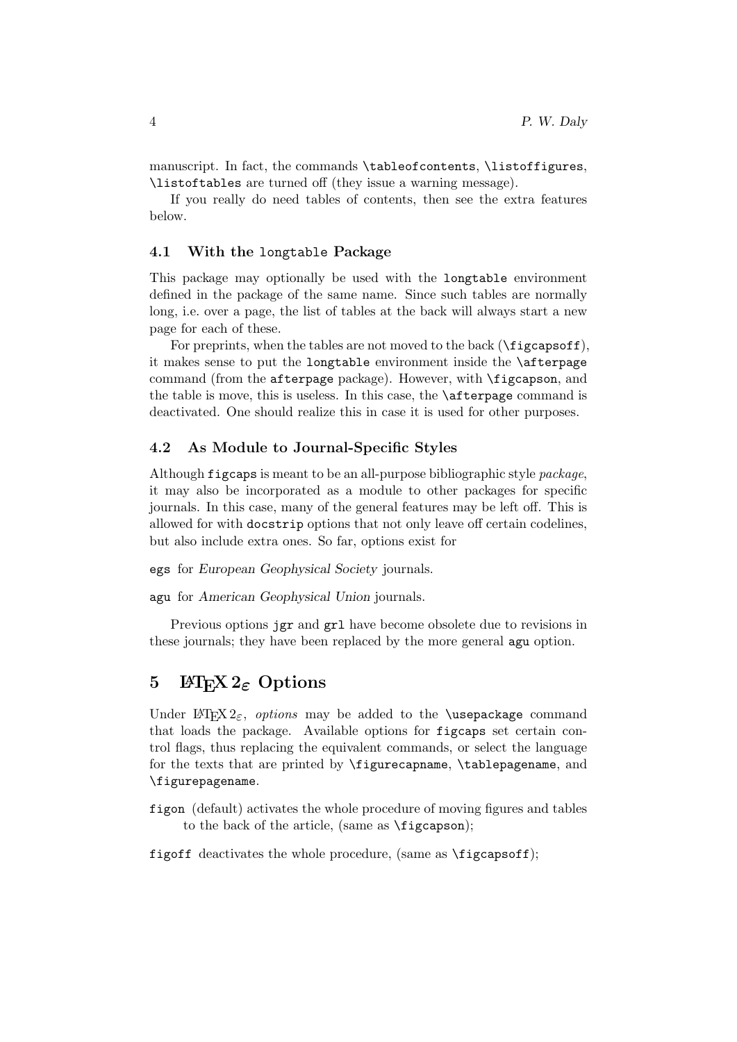manuscript. In fact, the commands `\tableofcontents`, `\listoffigures`, `\listoftables` are turned off (they issue a warning message).

If you really do need tables of contents, then see the extra features below.

### 4.1 With the `longtable` Package

This package may optionally be used with the `longtable` environment defined in the package of the same name. Since such tables are normally long, i.e. over a page, the list of tables at the back will always start a new page for each of these.

For preprints, when the tables are not moved to the back (`\figcapsoff`), it makes sense to put the `longtable` environment inside the `\afterpage` command (from the `afterpage` package). However, with `\figcapson`, and the table is move, this is useless. In this case, the `\afterpage` command is deactivated. One should realize this in case it is used for other purposes.

### 4.2 As Module to Journal-Specific Styles

Although `figcaps` is meant to be an all-purpose bibliographic style *package*, it may also be incorporated as a module to other packages for specific journals. In this case, many of the general features may be left off. This is allowed for with `docstrip` options that not only leave off certain codelines, but also include extra ones. So far, options exist for

**egs** for *European Geophysical Society* journals.

**agu** for *American Geophysical Union* journals.

Previous options `jgr` and `grl` have become obsolete due to revisions in these journals; they have been replaced by the more general `agu` option.

## 5 LaTeX $2_\varepsilon$ Options

Under LaTeX $2_\varepsilon$, *options* may be added to the `\usepackage` command that loads the package. Available options for `figcaps` set certain control flags, thus replacing the equivalent commands, or select the language for the texts that are printed by `\figurecapname`, `\tablepagename`, and `\figurepagename`.

**figon** (default) activates the whole procedure of moving figures and tables to the back of the article, (same as `\figcapson`);

**figoff** deactivates the whole procedure, (same as `\figcapsoff`);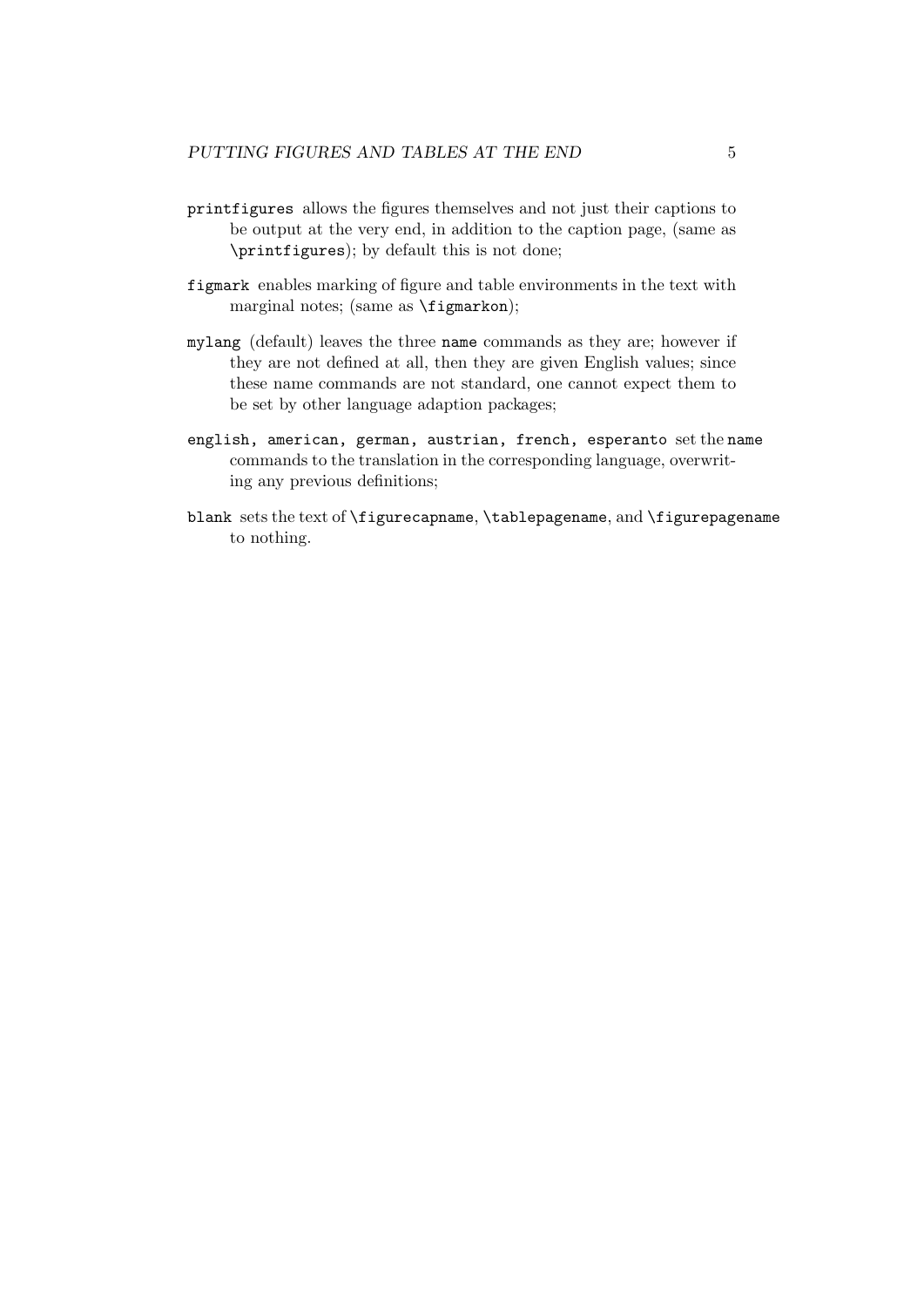`printfigures` allows the figures themselves and not just their captions to be output at the very end, in addition to the caption page, (same as `\printfigures`); by default this is not done;

`figmark` enables marking of figure and table environments in the text with marginal notes; (same as `\figmarkon`);

`mylang` (default) leaves the three `name` commands as they are; however if they are not defined at all, then they are given English values; since these name commands are not standard, one cannot expect them to be set by other language adaption packages;

`english, american, german, austrian, french, esperanto` set the `name` commands to the translation in the corresponding language, overwriting any previous definitions;

`blank` sets the text of `\figurecapname`, `\tablepagename`, and `\figurepagename` to nothing.